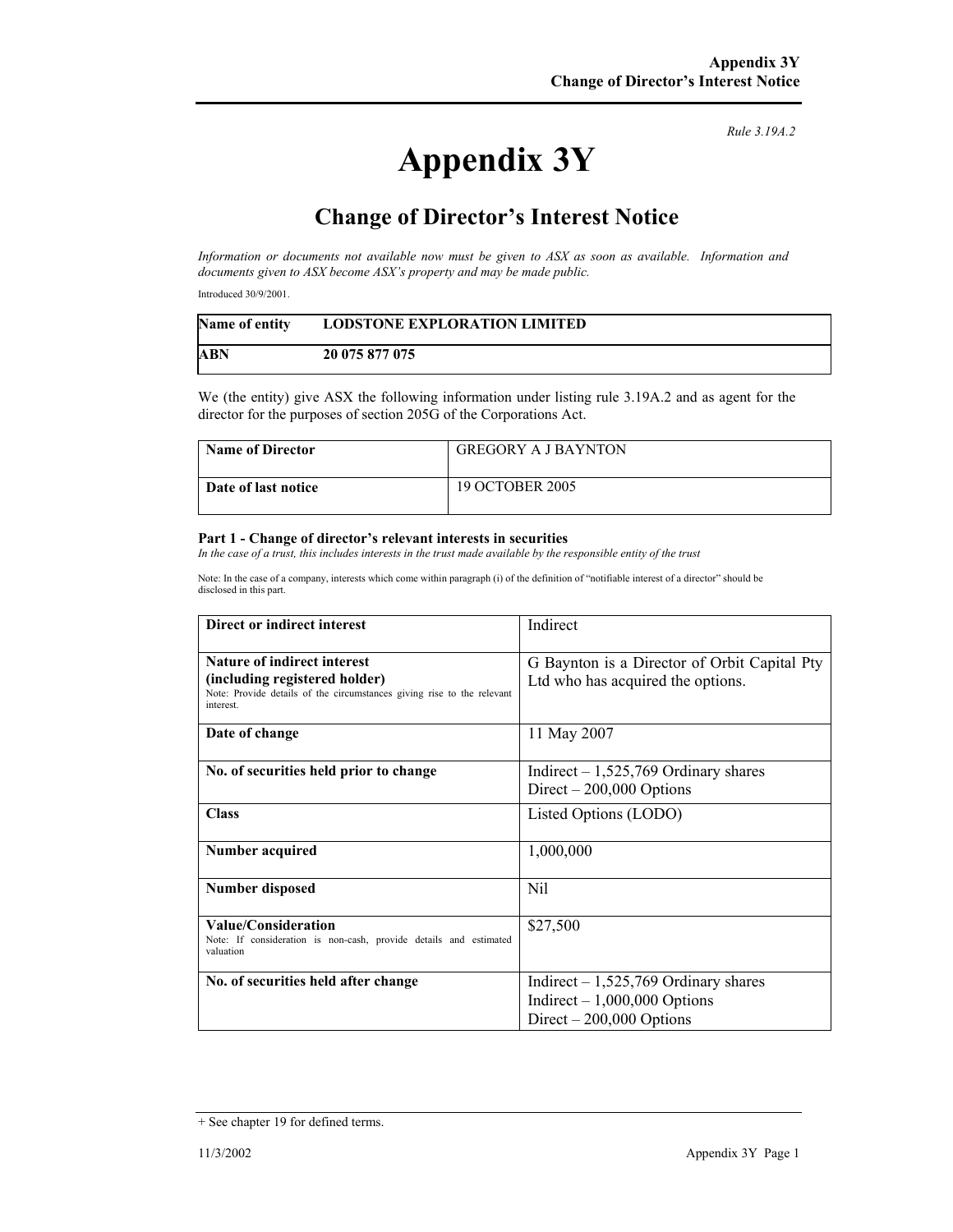*Rule 3.19A.2*

# Appendix 3Y

## Change of Director's Interest Notice

*Information or documents not available now must be given to ASX as soon as available. Information and documents given to ASX become ASX's property and may be made public.*

Introduced 30/9/2001.

| **Name of entity** | **LODSTONE EXPLORATION LIMITED** |
|---|---|
| **ABN** | **20 075 877 075** |

We (the entity) give ASX the following information under listing rule 3.19A.2 and as agent for the director for the purposes of section 205G of the Corporations Act.

| **Name of Director** | GREGORY A J BAYNTON |
|---|---|
| **Date of last notice** | 19 OCTOBER 2005 |

### Part 1 - Change of director's relevant interests in securities

*In the case of a trust, this includes interests in the trust made available by the responsible entity of the trust*

Note: In the case of a company, interests which come within paragraph (i) of the definition of "notifiable interest of a director" should be disclosed in this part.

| **Direct or indirect interest** | Indirect |
|---|---|
| **Nature of indirect interest (including registered holder)** Note: Provide details of the circumstances giving rise to the relevant interest. | G Baynton is a Director of Orbit Capital Pty Ltd who has acquired the options. |
| **Date of change** | 11 May 2007 |
| **No. of securities held prior to change** | Indirect – 1,525,769 Ordinary shares<br>Direct – 200,000 Options |
| **Class** | Listed Options (LODO) |
| **Number acquired** | 1,000,000 |
| **Number disposed** | Nil |
| **Value/Consideration** Note: If consideration is non-cash, provide details and estimated valuation | $27,500 |
| **No. of securities held after change** | Indirect – 1,525,769 Ordinary shares<br>Indirect – 1,000,000 Options<br>Direct – 200,000 Options |

+ See chapter 19 for defined terms.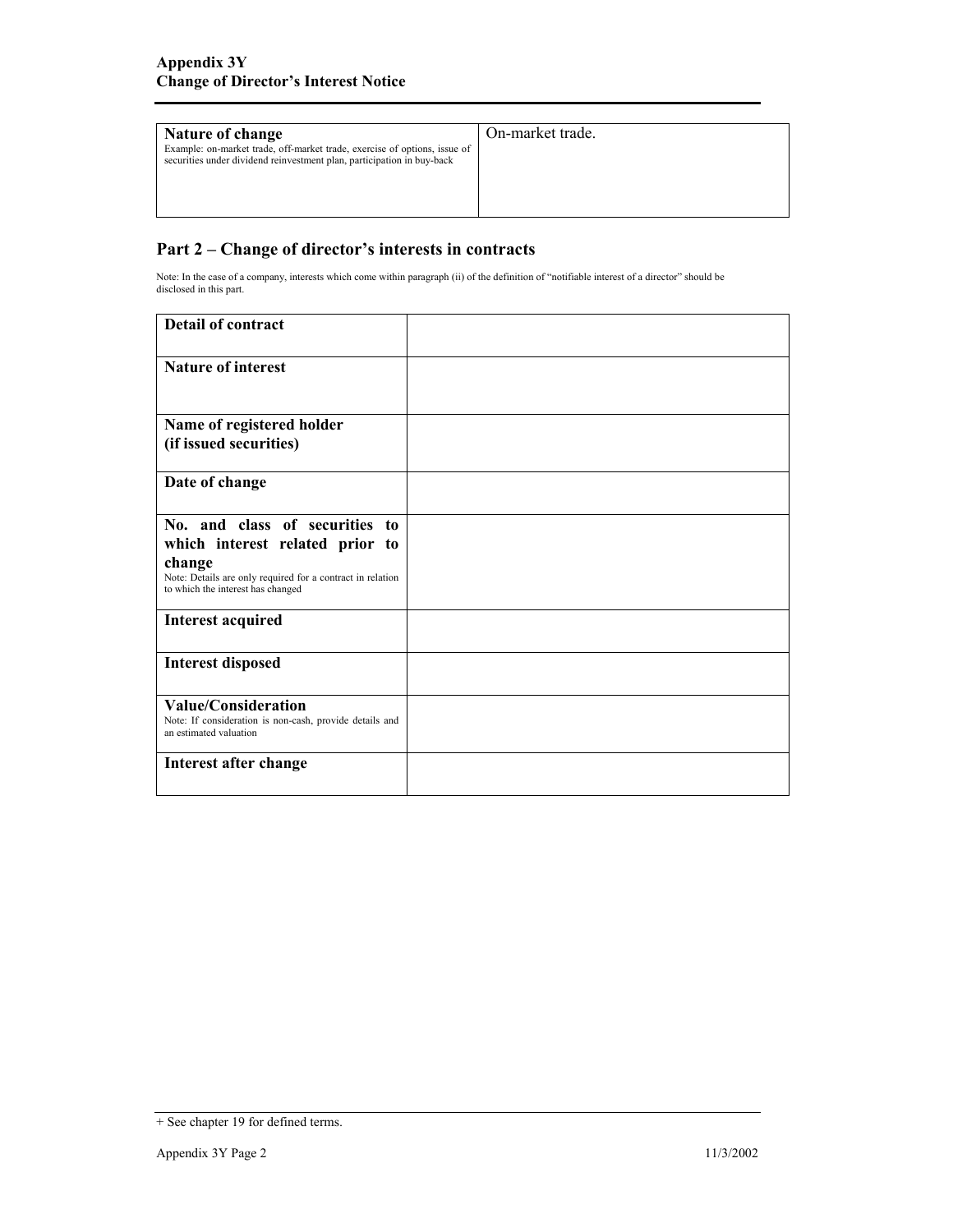| | |
|---|---|
| **Nature of change**<br>Example: on-market trade, off-market trade, exercise of options, issue of securities under dividend reinvestment plan, participation in buy-back | On-market trade. |

## Part 2 – Change of director's interests in contracts

Note: In the case of a company, interests which come within paragraph (ii) of the definition of "notifiable interest of a director" should be disclosed in this part.

| | |
|---|---|
| **Detail of contract** | |
| **Nature of interest** | |
| **Name of registered holder (if issued securities)** | |
| **Date of change** | |
| **No. and class of securities to which interest related prior to change**<br>Note: Details are only required for a contract in relation to which the interest has changed | |
| **Interest acquired** | |
| **Interest disposed** | |
| **Value/Consideration**<br>Note: If consideration is non-cash, provide details and an estimated valuation | |
| **Interest after change** | |

+ See chapter 19 for defined terms.